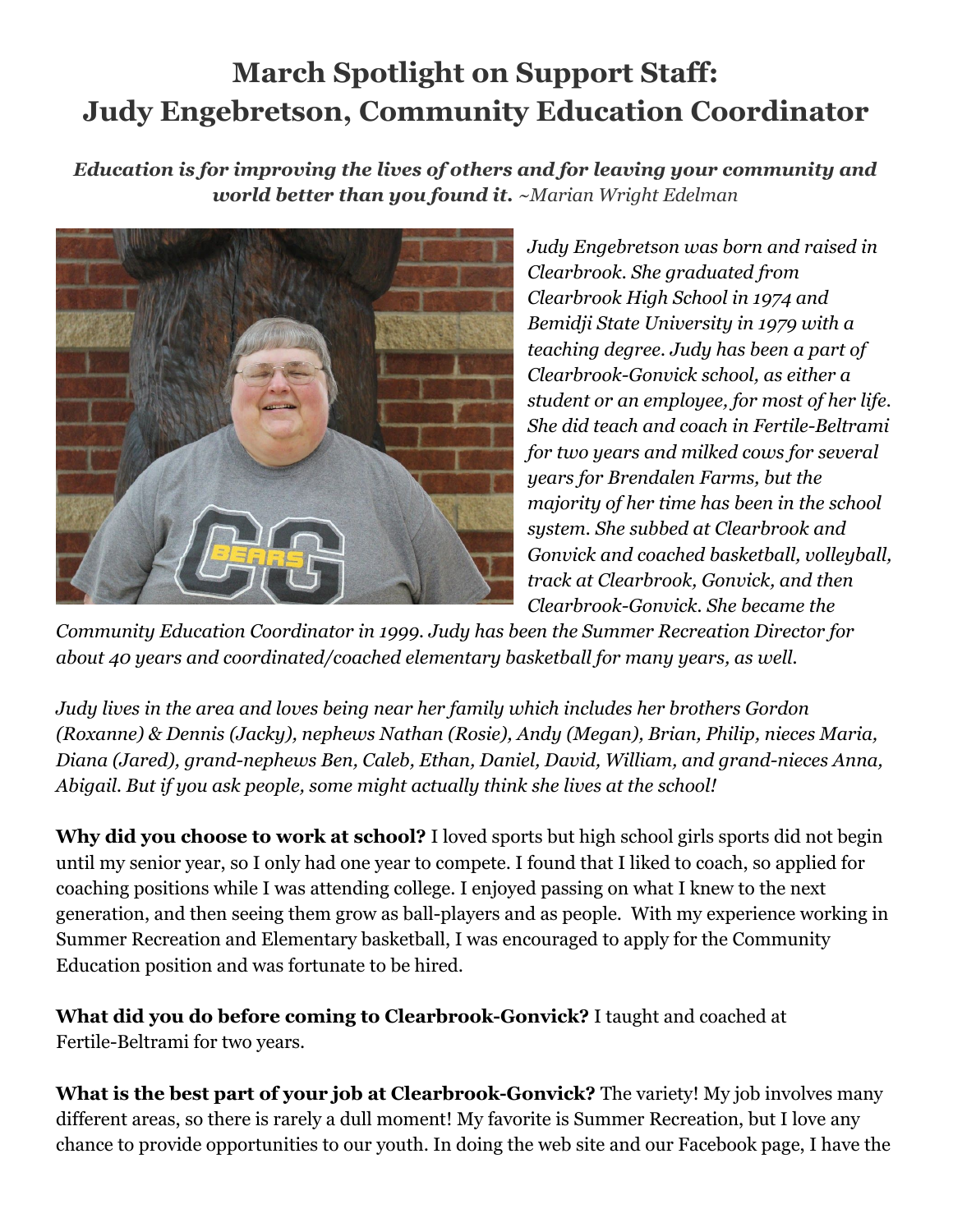# March Spotlight on Support Staff: Judy Engebretson, Community Education Coordinator

***Education is for improving the lives of others and for leaving your community and world better than you found it.*** *~Marian Wright Edelman*

*Judy Engebretson was born and raised in Clearbrook. She graduated from Clearbrook High School in 1974 and Bemidji State University in 1979 with a teaching degree. Judy has been a part of Clearbrook-Gonvick school, as either a student or an employee, for most of her life. She did teach and coach in Fertile-Beltrami for two years and milked cows for several years for Brendalen Farms, but the majority of her time has been in the school system. She subbed at Clearbrook and Gonvick and coached basketball, volleyball, track at Clearbrook, Gonvick, and then Clearbrook-Gonvick. She became the Community Education Coordinator in 1999. Judy has been the Summer Recreation Director for about 40 years and coordinated/coached elementary basketball for many years, as well.*

*Judy lives in the area and loves being near her family which includes her brothers Gordon (Roxanne) & Dennis (Jacky), nephews Nathan (Rosie), Andy (Megan), Brian, Philip, nieces Maria, Diana (Jared), grand-nephews Ben, Caleb, Ethan, Daniel, David, William, and grand-nieces Anna, Abigail. But if you ask people, some might actually think she lives at the school!*

**Why did you choose to work at school?** I loved sports but high school girls sports did not begin until my senior year, so I only had one year to compete. I found that I liked to coach, so applied for coaching positions while I was attending college. I enjoyed passing on what I knew to the next generation, and then seeing them grow as ball-players and as people. With my experience working in Summer Recreation and Elementary basketball, I was encouraged to apply for the Community Education position and was fortunate to be hired.

**What did you do before coming to Clearbrook-Gonvick?** I taught and coached at Fertile-Beltrami for two years.

**What is the best part of your job at Clearbrook-Gonvick?** The variety! My job involves many different areas, so there is rarely a dull moment! My favorite is Summer Recreation, but I love any chance to provide opportunities to our youth. In doing the web site and our Facebook page, I have the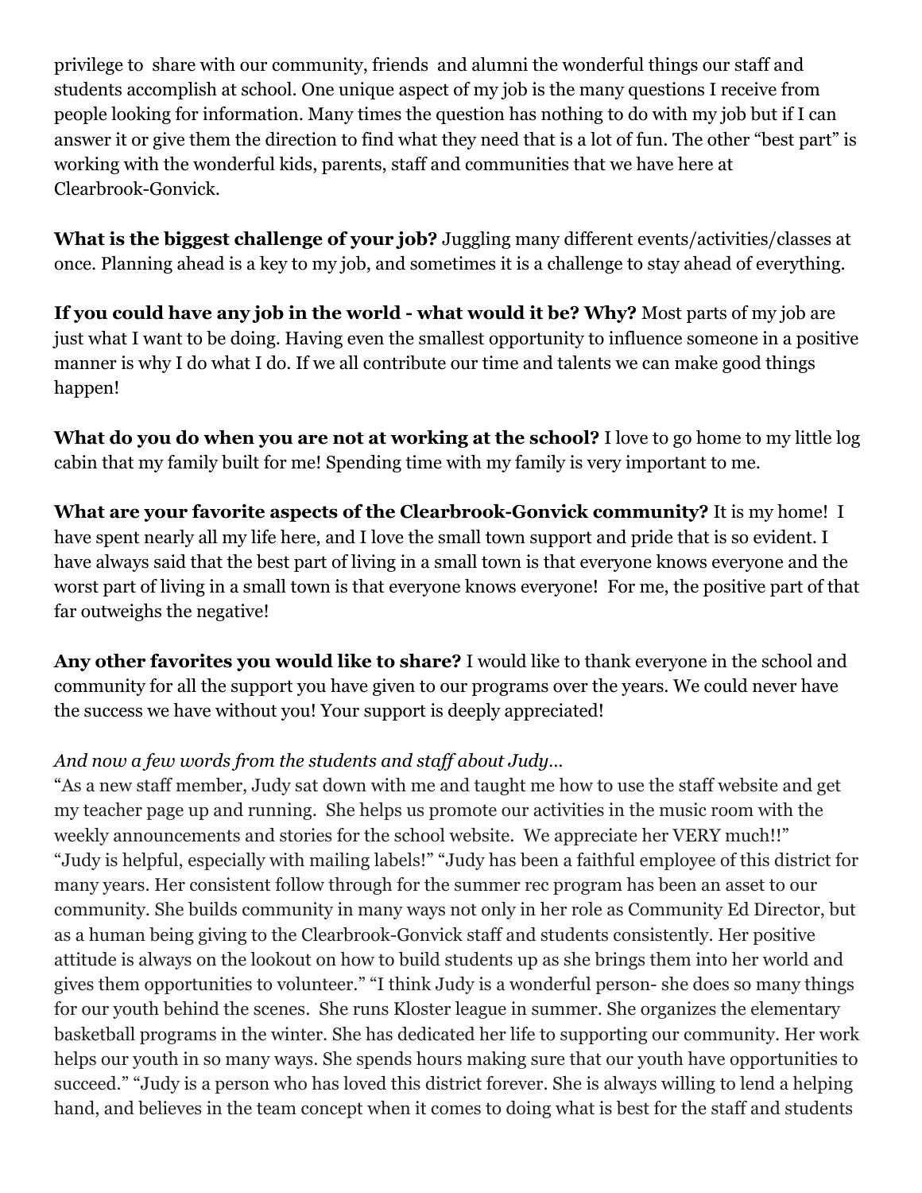privilege to share with our community, friends and alumni the wonderful things our staff and students accomplish at school. One unique aspect of my job is the many questions I receive from people looking for information. Many times the question has nothing to do with my job but if I can answer it or give them the direction to find what they need that is a lot of fun. The other "best part" is working with the wonderful kids, parents, staff and communities that we have here at Clearbrook-Gonvick.

**What is the biggest challenge of your job?** Juggling many different events/activities/classes at once. Planning ahead is a key to my job, and sometimes it is a challenge to stay ahead of everything.

**If you could have any job in the world - what would it be? Why?** Most parts of my job are just what I want to be doing. Having even the smallest opportunity to influence someone in a positive manner is why I do what I do. If we all contribute our time and talents we can make good things happen!

**What do you do when you are not at working at the school?** I love to go home to my little log cabin that my family built for me! Spending time with my family is very important to me.

**What are your favorite aspects of the Clearbrook-Gonvick community?** It is my home! I have spent nearly all my life here, and I love the small town support and pride that is so evident. I have always said that the best part of living in a small town is that everyone knows everyone and the worst part of living in a small town is that everyone knows everyone! For me, the positive part of that far outweighs the negative!

**Any other favorites you would like to share?** I would like to thank everyone in the school and community for all the support you have given to our programs over the years. We could never have the success we have without you! Your support is deeply appreciated!

*And now a few words from the students and staff about Judy…*

"As a new staff member, Judy sat down with me and taught me how to use the staff website and get my teacher page up and running. She helps us promote our activities in the music room with the weekly announcements and stories for the school website. We appreciate her VERY much!!" "Judy is helpful, especially with mailing labels!" "Judy has been a faithful employee of this district for many years. Her consistent follow through for the summer rec program has been an asset to our community. She builds community in many ways not only in her role as Community Ed Director, but as a human being giving to the Clearbrook-Gonvick staff and students consistently. Her positive attitude is always on the lookout on how to build students up as she brings them into her world and gives them opportunities to volunteer." "I think Judy is a wonderful person- she does so many things for our youth behind the scenes. She runs Kloster league in summer. She organizes the elementary basketball programs in the winter. She has dedicated her life to supporting our community. Her work helps our youth in so many ways. She spends hours making sure that our youth have opportunities to succeed." "Judy is a person who has loved this district forever. She is always willing to lend a helping hand, and believes in the team concept when it comes to doing what is best for the staff and students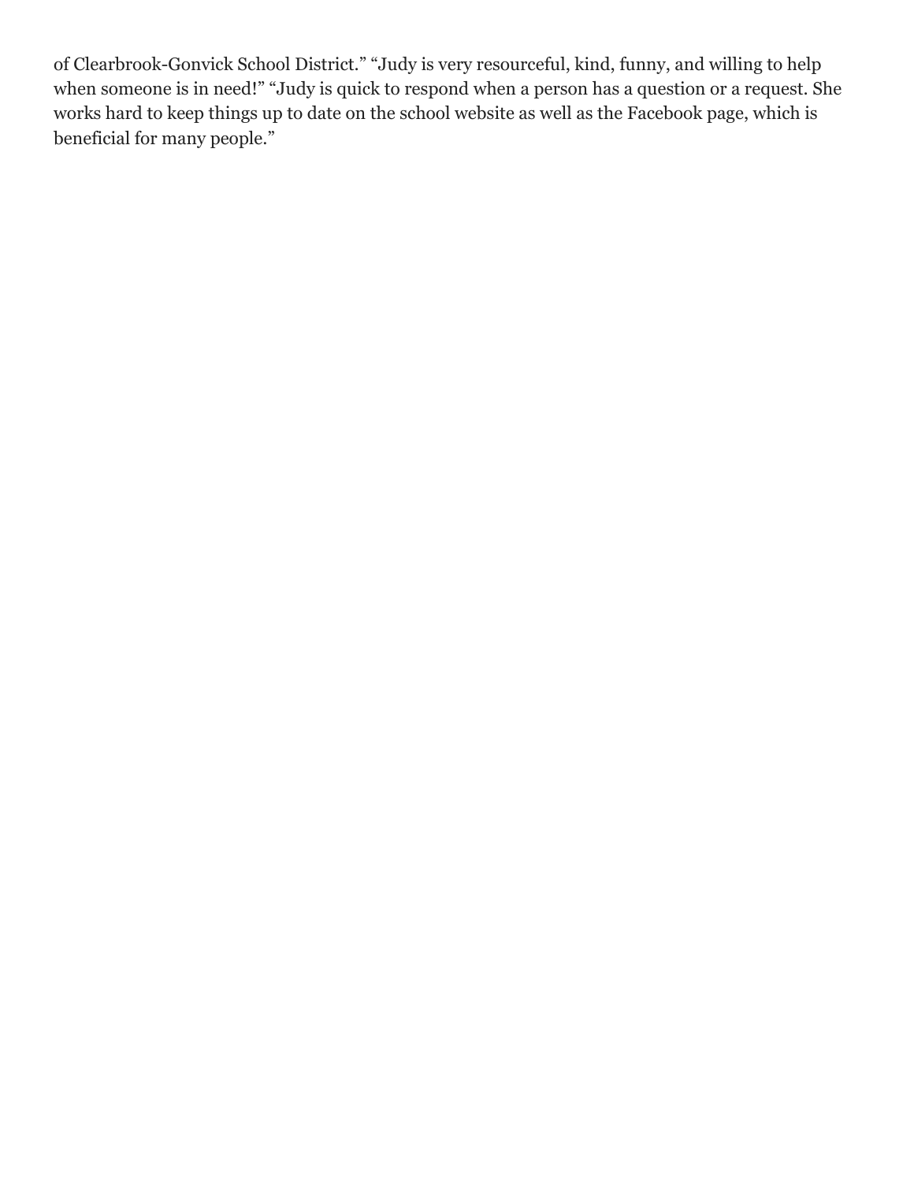of Clearbrook-Gonvick School District." "Judy is very resourceful, kind, funny, and willing to help when someone is in need!" "Judy is quick to respond when a person has a question or a request. She works hard to keep things up to date on the school website as well as the Facebook page, which is beneficial for many people."